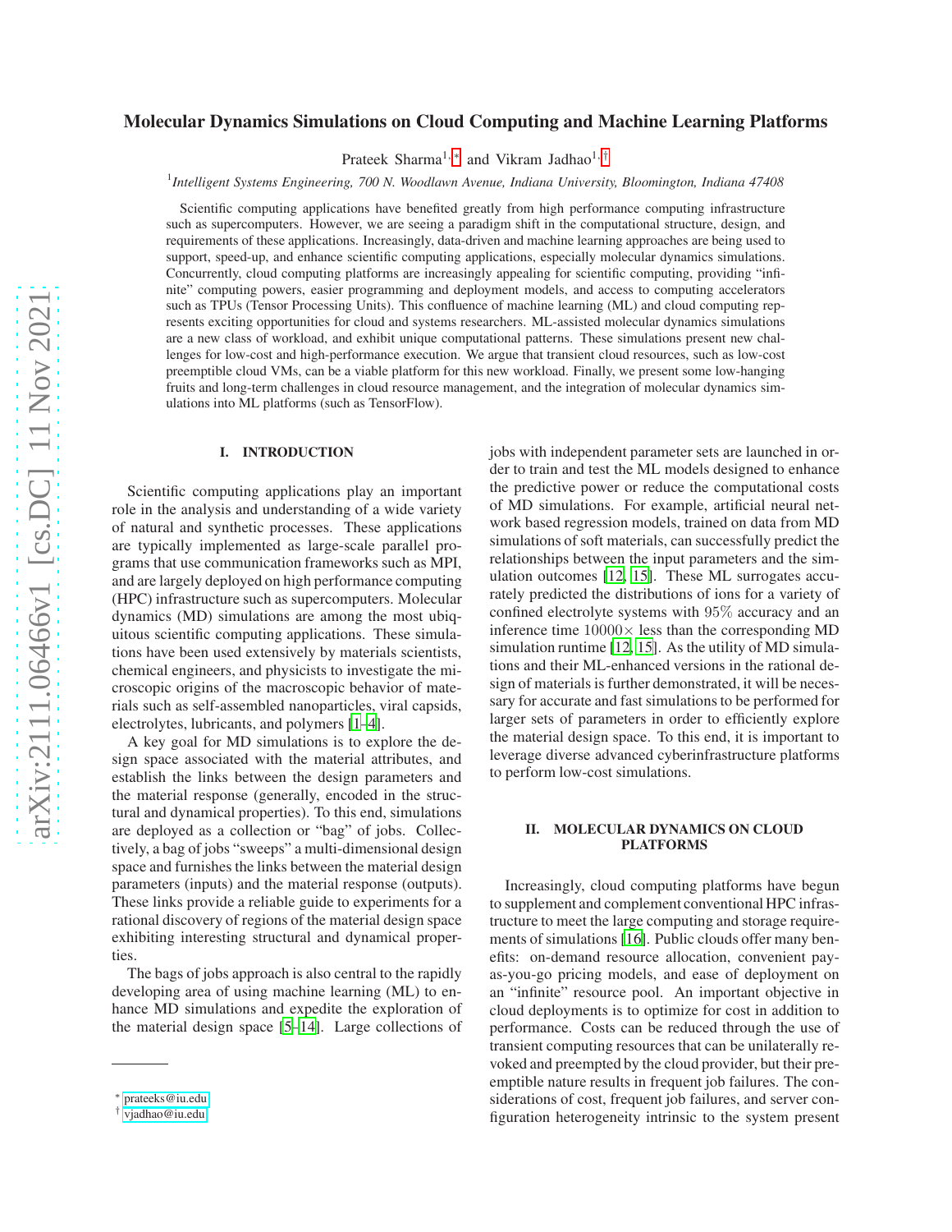# Molecular Dynamics Simulations on Cloud Computing and Machine Learning Platforms

Prateek Sharma[1,*] and Vikram Jadhao[1,†]

[1]*Intelligent Systems Engineering, 700 N. Woodlawn Avenue, Indiana University, Bloomington, Indiana 47408*

Scientific computing applications have benefited greatly from high performance computing infrastructure such as supercomputers. However, we are seeing a paradigm shift in the computational structure, design, and requirements of these applications. Increasingly, data-driven and machine learning approaches are being used to support, speed-up, and enhance scientific computing applications, especially molecular dynamics simulations. Concurrently, cloud computing platforms are increasingly appealing for scientific computing, providing "infinite" computing powers, easier programming and deployment models, and access to computing accelerators such as TPUs (Tensor Processing Units). This confluence of machine learning (ML) and cloud computing represents exciting opportunities for cloud and systems researchers. ML-assisted molecular dynamics simulations are a new class of workload, and exhibit unique computational patterns. These simulations present new challenges for low-cost and high-performance execution. We argue that transient cloud resources, such as low-cost preemptible cloud VMs, can be a viable platform for this new workload. Finally, we present some low-hanging fruits and long-term challenges in cloud resource management, and the integration of molecular dynamics simulations into ML platforms (such as TensorFlow).

## I. INTRODUCTION

Scientific computing applications play an important role in the analysis and understanding of a wide variety of natural and synthetic processes. These applications are typically implemented as large-scale parallel programs that use communication frameworks such as MPI, and are largely deployed on high performance computing (HPC) infrastructure such as supercomputers. Molecular dynamics (MD) simulations are among the most ubiquitous scientific computing applications. These simulations have been used extensively by materials scientists, chemical engineers, and physicists to investigate the microscopic origins of the macroscopic behavior of materials such as self-assembled nanoparticles, viral capsids, electrolytes, lubricants, and polymers [1–4].

A key goal for MD simulations is to explore the design space associated with the material attributes, and establish the links between the design parameters and the material response (generally, encoded in the structural and dynamical properties). To this end, simulations are deployed as a collection or "bag" of jobs. Collectively, a bag of jobs "sweeps" a multi-dimensional design space and furnishes the links between the material design parameters (inputs) and the material response (outputs). These links provide a reliable guide to experiments for a rational discovery of regions of the material design space exhibiting interesting structural and dynamical properties.

The bags of jobs approach is also central to the rapidly developing area of using machine learning (ML) to enhance MD simulations and expedite the exploration of the material design space [5–14]. Large collections of jobs with independent parameter sets are launched in order to train and test the ML models designed to enhance the predictive power or reduce the computational costs of MD simulations. For example, artificial neural network based regression models, trained on data from MD simulations of soft materials, can successfully predict the relationships between the input parameters and the simulation outcomes [12, 15]. These ML surrogates accurately predicted the distributions of ions for a variety of confined electrolyte systems with $95\%$ accuracy and an inference time $10000\times$ less than the corresponding MD simulation runtime [12, 15]. As the utility of MD simulations and their ML-enhanced versions in the rational design of materials is further demonstrated, it will be necessary for accurate and fast simulations to be performed for larger sets of parameters in order to efficiently explore the material design space. To this end, it is important to leverage diverse advanced cyberinfrastructure platforms to perform low-cost simulations.

## II. MOLECULAR DYNAMICS ON CLOUD PLATFORMS

Increasingly, cloud computing platforms have begun to supplement and complement conventional HPC infrastructure to meet the large computing and storage requirements of simulations [16]. Public clouds offer many benefits: on-demand resource allocation, convenient pay-as-you-go pricing models, and ease of deployment on an "infinite" resource pool. An important objective in cloud deployments is to optimize for cost in addition to performance. Costs can be reduced through the use of transient computing resources that can be unilaterally revoked and preempted by the cloud provider, but their preemptive nature results in frequent job failures. The considerations of cost, frequent job failures, and server configuration heterogeneity intrinsic to the system present

* prateeks@iu.edu
† vjadhao@iu.edu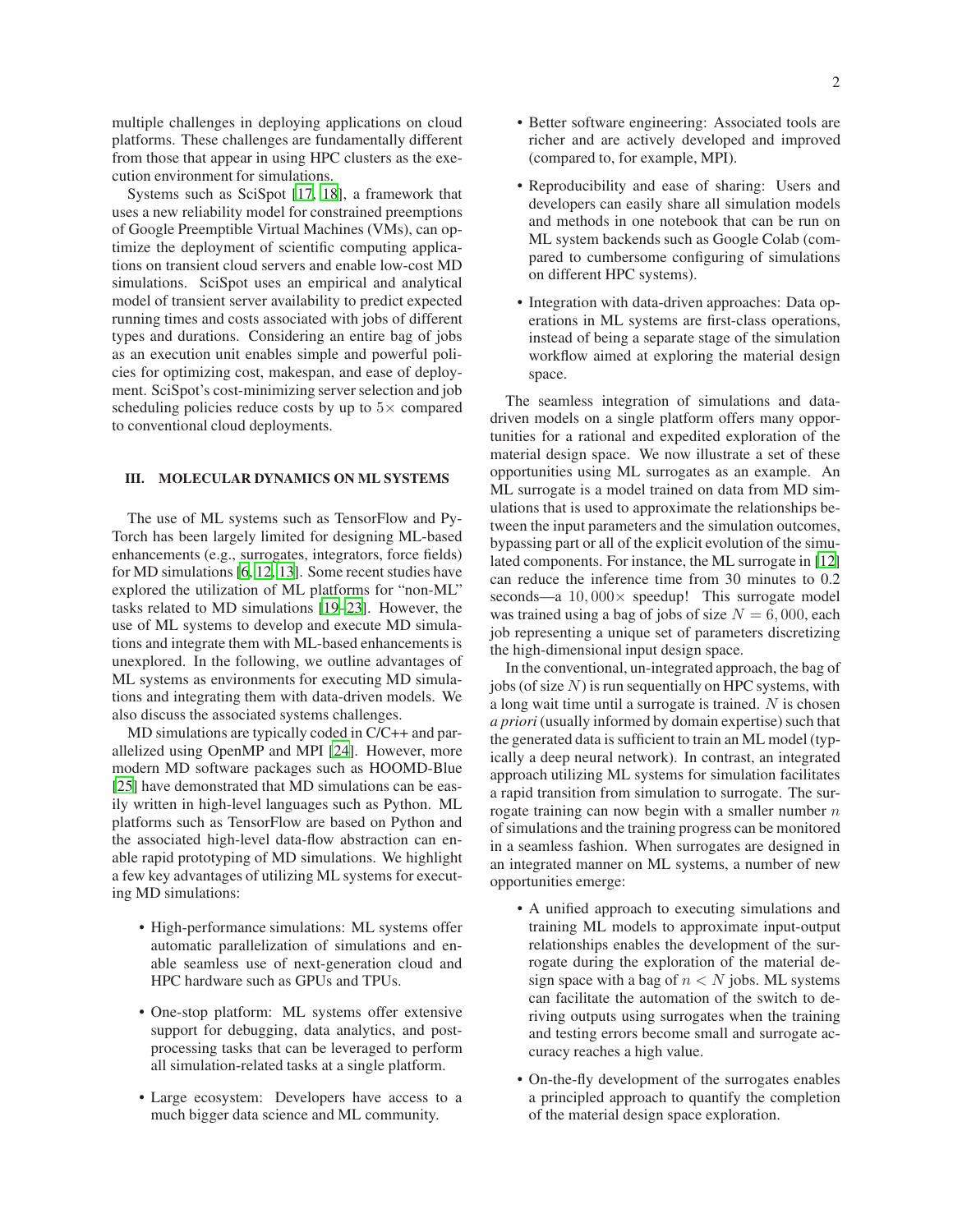multiple challenges in deploying applications on cloud platforms. These challenges are fundamentally different from those that appear in using HPC clusters as the execution environment for simulations.

Systems such as SciSpot [17, 18], a framework that uses a new reliability model for constrained preemptions of Google Preemptible Virtual Machines (VMs), can optimize the deployment of scientific computing applications on transient cloud servers and enable low-cost MD simulations. SciSpot uses an empirical and analytical model of transient server availability to predict expected running times and costs associated with jobs of different types and durations. Considering an entire bag of jobs as an execution unit enables simple and powerful policies for optimizing cost, makespan, and ease of deployment. SciSpot's cost-minimizing server selection and job scheduling policies reduce costs by up to $5\times$ compared to conventional cloud deployments.

## III. MOLECULAR DYNAMICS ON ML SYSTEMS

The use of ML systems such as TensorFlow and PyTorch has been largely limited for designing ML-based enhancements (e.g., surrogates, integrators, force fields) for MD simulations [6, 12, 13]. Some recent studies have explored the utilization of ML platforms for "non-ML" tasks related to MD simulations [19–23]. However, the use of ML systems to develop and execute MD simulations and integrate them with ML-based enhancements is unexplored. In the following, we outline advantages of ML systems as environments for executing MD simulations and integrating them with data-driven models. We also discuss the associated systems challenges.

MD simulations are typically coded in C/C++ and parallelized using OpenMP and MPI [24]. However, more modern MD software packages such as HOOMD-Blue [25] have demonstrated that MD simulations can be easily written in high-level languages such as Python. ML platforms such as TensorFlow are based on Python and the associated high-level data-flow abstraction can enable rapid prototyping of MD simulations. We highlight a few key advantages of utilizing ML systems for executing MD simulations:

- High-performance simulations: ML systems offer automatic parallelization of simulations and enable seamless use of next-generation cloud and HPC hardware such as GPUs and TPUs.
- One-stop platform: ML systems offer extensive support for debugging, data analytics, and post-processing tasks that can be leveraged to perform all simulation-related tasks at a single platform.
- Large ecosystem: Developers have access to a much bigger data science and ML community.
- Better software engineering: Associated tools are richer and are actively developed and improved (compared to, for example, MPI).
- Reproducibility and ease of sharing: Users and developers can easily share all simulation models and methods in one notebook that can be run on ML system backends such as Google Colab (compared to cumbersome configuring of simulations on different HPC systems).
- Integration with data-driven approaches: Data operations in ML systems are first-class operations, instead of being a separate stage of the simulation workflow aimed at exploring the material design space.

The seamless integration of simulations and data-driven models on a single platform offers many opportunities for a rational and expedited exploration of the material design space. We now illustrate a set of these opportunities using ML surrogates as an example. An ML surrogate is a model trained on data from MD simulations that is used to approximate the relationships between the input parameters and the simulation outcomes, bypassing part or all of the explicit evolution of the simulated components. For instance, the ML surrogate in [12] can reduce the inference time from 30 minutes to 0.2 seconds—a $10,000\times$ speedup! This surrogate model was trained using a bag of jobs of size $N = 6,000$, each job representing a unique set of parameters discretizing the high-dimensional input design space.

In the conventional, un-integrated approach, the bag of jobs (of size $N$) is run sequentially on HPC systems, with a long wait time until a surrogate is trained. $N$ is chosen *a priori* (usually informed by domain expertise) such that the generated data is sufficient to train an ML model (typically a deep neural network). In contrast, an integrated approach utilizing ML systems for simulation facilitates a rapid transition from simulation to surrogate. The surrogate training can now begin with a smaller number $n$ of simulations and the training progress can be monitored in a seamless fashion. When surrogates are designed in an integrated manner on ML systems, a number of new opportunities emerge:

- A unified approach to executing simulations and training ML models to approximate input-output relationships enables the development of the surrogate during the exploration of the material design space with a bag of $n < N$ jobs. ML systems can facilitate the automation of the switch to deriving outputs using surrogates when the training and testing errors become small and surrogate accuracy reaches a high value.
- On-the-fly development of the surrogates enables a principled approach to quantify the completion of the material design space exploration.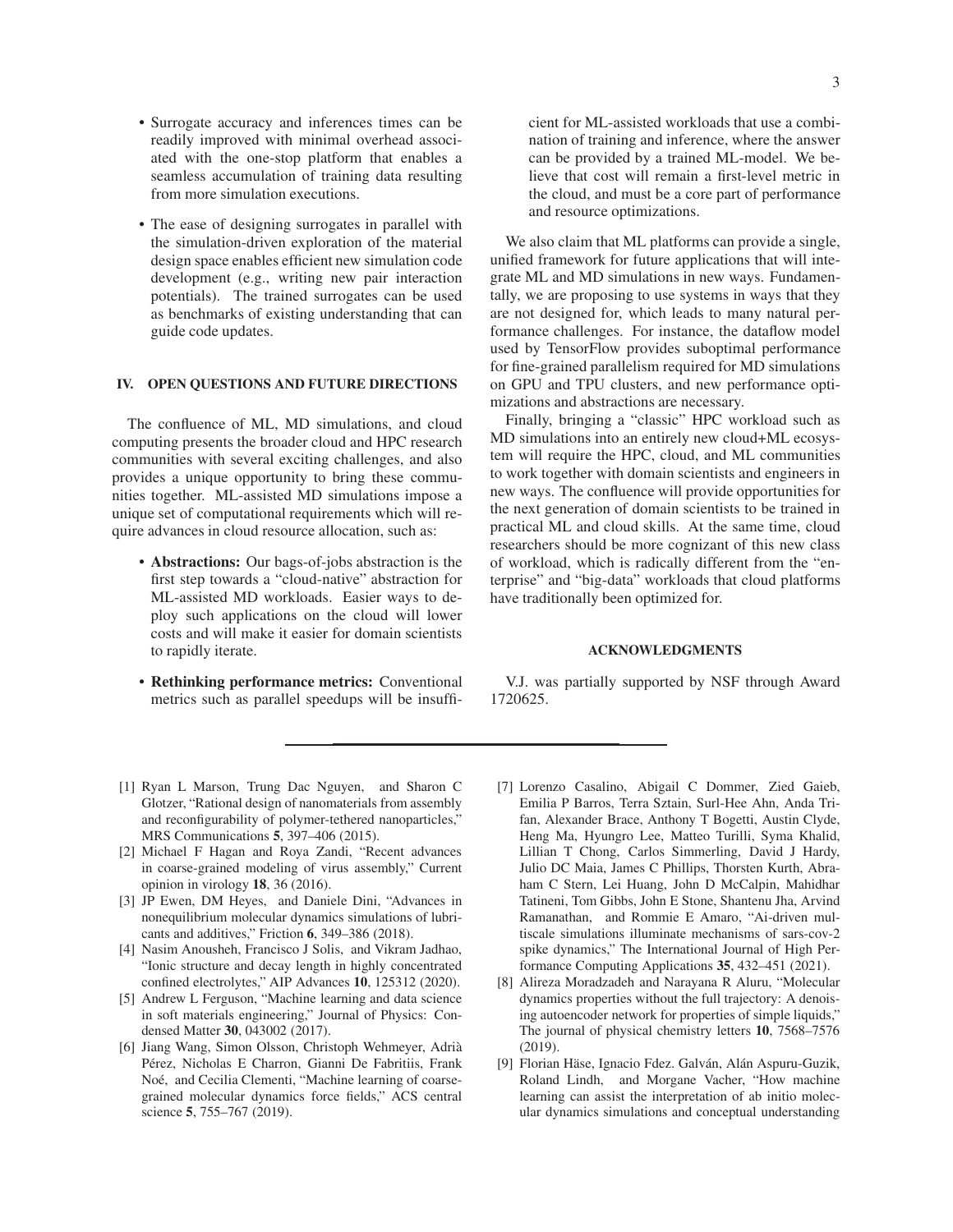- Surrogate accuracy and inferences times can be readily improved with minimal overhead associated with the one-stop platform that enables a seamless accumulation of training data resulting from more simulation executions.

- The ease of designing surrogates in parallel with the simulation-driven exploration of the material design space enables efficient new simulation code development (e.g., writing new pair interaction potentials). The trained surrogates can be used as benchmarks of existing understanding that can guide code updates.

## IV. OPEN QUESTIONS AND FUTURE DIRECTIONS

The confluence of ML, MD simulations, and cloud computing presents the broader cloud and HPC research communities with several exciting challenges, and also provides a unique opportunity to bring these communities together. ML-assisted MD simulations impose a unique set of computational requirements which will require advances in cloud resource allocation, such as:

- **Abstractions:** Our bags-of-jobs abstraction is the first step towards a "cloud-native" abstraction for ML-assisted MD workloads. Easier ways to deploy such applications on the cloud will lower costs and will make it easier for domain scientists to rapidly iterate.

- **Rethinking performance metrics:** Conventional metrics such as parallel speedups will be insufficient for ML-assisted workloads that use a combination of training and inference, where the answer can be provided by a trained ML-model. We believe that cost will remain a first-level metric in the cloud, and must be a core part of performance and resource optimizations.

We also claim that ML platforms can provide a single, unified framework for future applications that will integrate ML and MD simulations in new ways. Fundamentally, we are proposing to use systems in ways that they are not designed for, which leads to many natural performance challenges. For instance, the dataflow model used by TensorFlow provides suboptimal performance for fine-grained parallelism required for MD simulations on GPU and TPU clusters, and new performance optimizations and abstractions are necessary.

Finally, bringing a "classic" HPC workload such as MD simulations into an entirely new cloud+ML ecosystem will require the HPC, cloud, and ML communities to work together with domain scientists and engineers in new ways. The confluence will provide opportunities for the next generation of domain scientists to be trained in practical ML and cloud skills. At the same time, cloud researchers should be more cognizant of this new class of workload, which is radically different from the "enterprise" and "big-data" workloads that cloud platforms have traditionally been optimized for.

## ACKNOWLEDGMENTS

V.J. was partially supported by NSF through Award 1720625.

---

[1] Ryan L Marson, Trung Dac Nguyen, and Sharon C Glotzer, "Rational design of nanomaterials from assembly and reconfigurability of polymer-tethered nanoparticles," MRS Communications **5**, 397–406 (2015).

[2] Michael F Hagan and Roya Zandi, "Recent advances in coarse-grained modeling of virus assembly," Current opinion in virology **18**, 36 (2016).

[3] JP Ewen, DM Heyes, and Daniele Dini, "Advances in nonequilibrium molecular dynamics simulations of lubricants and additives," Friction **6**, 349–386 (2018).

[4] Nasim Anousheh, Francisco J Solis, and Vikram Jadhao, "Ionic structure and decay length in highly concentrated confined electrolytes," AIP Advances **10**, 125312 (2020).

[5] Andrew L Ferguson, "Machine learning and data science in soft materials engineering," Journal of Physics: Condensed Matter **30**, 043002 (2017).

[6] Jiang Wang, Simon Olsson, Christoph Wehmeyer, Adrià Pérez, Nicholas E Charron, Gianni De Fabritiis, Frank Noé, and Cecilia Clementi, "Machine learning of coarse-grained molecular dynamics force fields," ACS central science **5**, 755–767 (2019).

[7] Lorenzo Casalino, Abigail C Dommer, Zied Gaieb, Emilia P Barros, Terra Sztain, Surl-Hee Ahn, Anda Trifan, Alexander Brace, Anthony T Bogetti, Austin Clyde, Heng Ma, Hyungro Lee, Matteo Turilli, Syma Khalid, Lillian T Chong, Carlos Simmerling, David J Hardy, Julio DC Maia, James C Phillips, Thorsten Kurth, Abraham C Stern, Lei Huang, John D McCalpin, Mahidhar Tatineni, Tom Gibbs, John E Stone, Shantenu Jha, Arvind Ramanathan, and Rommie E Amaro, "Ai-driven multiscale simulations illuminate mechanisms of sars-cov-2 spike dynamics," The International Journal of High Performance Computing Applications **35**, 432–451 (2021).

[8] Alireza Moradzadeh and Narayana R Aluru, "Molecular dynamics properties without the full trajectory: A denoising autoencoder network for properties of simple liquids," The journal of physical chemistry letters **10**, 7568–7576 (2019).

[9] Florian Häse, Ignacio Fdez. Galván, Alán Aspuru-Guzik, Roland Lindh, and Morgane Vacher, "How machine learning can assist the interpretation of ab initio molecular dynamics simulations and conceptual understanding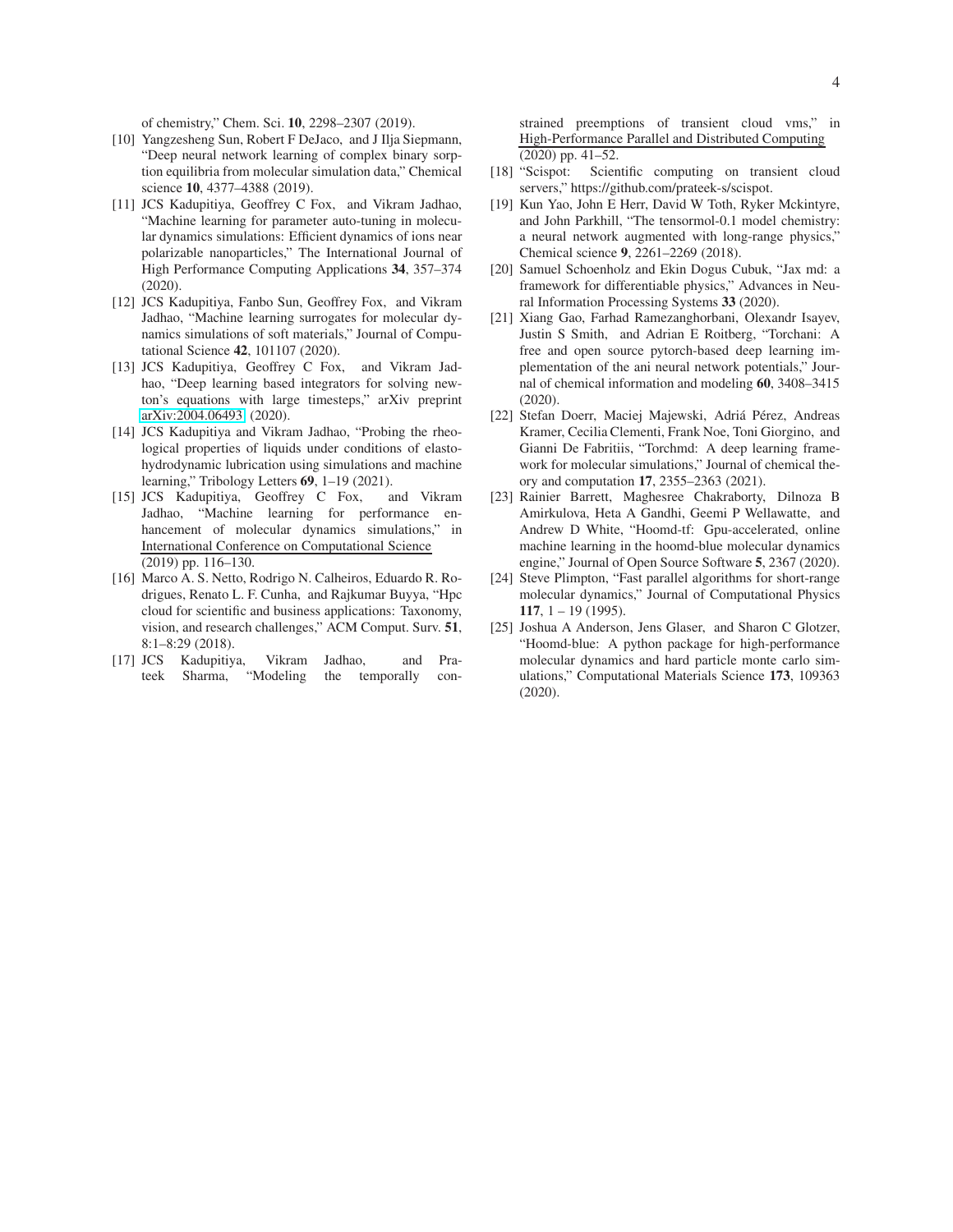of chemistry," Chem. Sci. **10**, 2298–2307 (2019).

[10] Yangzesheng Sun, Robert F DeJaco, and J Ilja Siepmann, "Deep neural network learning of complex binary sorption equilibria from molecular simulation data," Chemical science **10**, 4377–4388 (2019).

[11] JCS Kadupitiya, Geoffrey C Fox, and Vikram Jadhao, "Machine learning for parameter auto-tuning in molecular dynamics simulations: Efficient dynamics of ions near polarizable nanoparticles," The International Journal of High Performance Computing Applications **34**, 357–374 (2020).

[12] JCS Kadupitiya, Fanbo Sun, Geoffrey Fox, and Vikram Jadhao, "Machine learning surrogates for molecular dynamics simulations of soft materials," Journal of Computational Science **42**, 101107 (2020).

[13] JCS Kadupitiya, Geoffrey C Fox, and Vikram Jadhao, "Deep learning based integrators for solving newton's equations with large timesteps," arXiv preprint arXiv:2004.06493 (2020).

[14] JCS Kadupitiya and Vikram Jadhao, "Probing the rheological properties of liquids under conditions of elastohydrodynamic lubrication using simulations and machine learning," Tribology Letters **69**, 1–19 (2021).

[15] JCS Kadupitiya, Geoffrey C Fox, and Vikram Jadhao, "Machine learning for performance enhancement of molecular dynamics simulations," in International Conference on Computational Science (2019) pp. 116–130.

[16] Marco A. S. Netto, Rodrigo N. Calheiros, Eduardo R. Rodrigues, Renato L. F. Cunha, and Rajkumar Buyya, "Hpc cloud for scientific and business applications: Taxonomy, vision, and research challenges," ACM Comput. Surv. **51**, 8:1–8:29 (2018).

[17] JCS Kadupitiya, Vikram Jadhao, and Prateek Sharma, "Modeling the temporally constrained preemptions of transient cloud vms," in High-Performance Parallel and Distributed Computing (2020) pp. 41–52.

[18] "Scispot: Scientific computing on transient cloud servers," https://github.com/prateek-s/scispot.

[19] Kun Yao, John E Herr, David W Toth, Ryker Mckintyre, and John Parkhill, "The tensormol-0.1 model chemistry: a neural network augmented with long-range physics," Chemical science **9**, 2261–2269 (2018).

[20] Samuel Schoenholz and Ekin Dogus Cubuk, "Jax md: a framework for differentiable physics," Advances in Neural Information Processing Systems **33** (2020).

[21] Xiang Gao, Farhad Ramezanghorbani, Olexandr Isayev, Justin S Smith, and Adrian E Roitberg, "Torchani: A free and open source pytorch-based deep learning implementation of the ani neural network potentials," Journal of chemical information and modeling **60**, 3408–3415 (2020).

[22] Stefan Doerr, Maciej Majewski, Adriá Pérez, Andreas Kramer, Cecilia Clementi, Frank Noe, Toni Giorgino, and Gianni De Fabritiis, "Torchmd: A deep learning framework for molecular simulations," Journal of chemical theory and computation **17**, 2355–2363 (2021).

[23] Rainier Barrett, Maghesree Chakraborty, Dilnoza B Amirkulova, Heta A Gandhi, Geemi P Wellawatte, and Andrew D White, "Hoomd-tf: Gpu-accelerated, online machine learning in the hoomd-blue molecular dynamics engine," Journal of Open Source Software **5**, 2367 (2020).

[24] Steve Plimpton, "Fast parallel algorithms for short-range molecular dynamics," Journal of Computational Physics **117**, 1 – 19 (1995).

[25] Joshua A Anderson, Jens Glaser, and Sharon C Glotzer, "Hoomd-blue: A python package for high-performance molecular dynamics and hard particle monte carlo simulations," Computational Materials Science **173**, 109363 (2020).